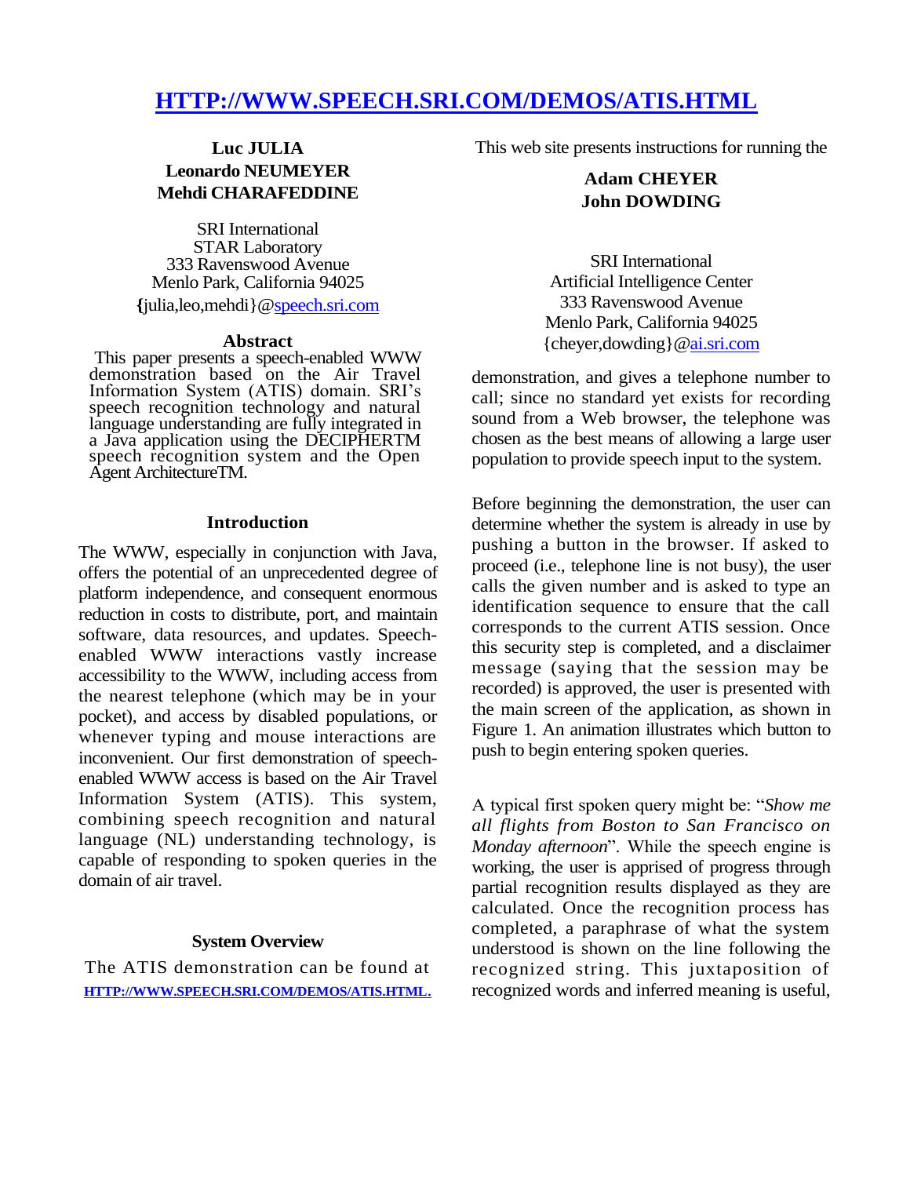# HTTP://WWW.SPEECH.SRI.COM/DEMOS/ATIS.HTML

**Luc JULIA**
**Leonardo NEUMEYER**
**Mehdi CHARAFEDDINE**

SRI International
STAR Laboratory
333 Ravenswood Avenue
Menlo Park, California 94025
{julia,leo,mehdi}@speech.sri.com

**Adam CHEYER**
**John DOWDING**

SRI International
Artificial Intelligence Center
333 Ravenswood Avenue
Menlo Park, California 94025
{cheyer,dowding}@ai.sri.com

### Abstract

This paper presents a speech-enabled WWW demonstration based on the Air Travel Information System (ATIS) domain. SRI's speech recognition technology and natural language understanding are fully integrated in a Java application using the DECIPHERTM speech recognition system and the Open Agent ArchitectureTM.

### Introduction

The WWW, especially in conjunction with Java, offers the potential of an unprecedented degree of platform independence, and consequent enormous reduction in costs to distribute, port, and maintain software, data resources, and updates. Speech-enabled WWW interactions vastly increase accessibility to the WWW, including access from the nearest telephone (which may be in your pocket), and access by disabled populations, or whenever typing and mouse interactions are inconvenient. Our first demonstration of speech-enabled WWW access is based on the Air Travel Information System (ATIS). This system, combining speech recognition and natural language (NL) understanding technology, is capable of responding to spoken queries in the domain of air travel.

### System Overview

The ATIS demonstration can be found at HTTP://WWW.SPEECH.SRI.COM/DEMOS/ATIS.HTML. This web site presents instructions for running the demonstration, and gives a telephone number to call; since no standard yet exists for recording sound from a Web browser, the telephone was chosen as the best means of allowing a large user population to provide speech input to the system.

Before beginning the demonstration, the user can determine whether the system is already in use by pushing a button in the browser. If asked to proceed (i.e., telephone line is not busy), the user calls the given number and is asked to type an identification sequence to ensure that the call corresponds to the current ATIS session. Once this security step is completed, and a disclaimer message (saying that the session may be recorded) is approved, the user is presented with the main screen of the application, as shown in Figure 1. An animation illustrates which button to push to begin entering spoken queries.

A typical first spoken query might be: "*Show me all flights from Boston to San Francisco on Monday afternoon*". While the speech engine is working, the user is apprised of progress through partial recognition results displayed as they are calculated. Once the recognition process has completed, a paraphrase of what the system understood is shown on the line following the recognized string. This juxtaposition of recognized words and inferred meaning is useful,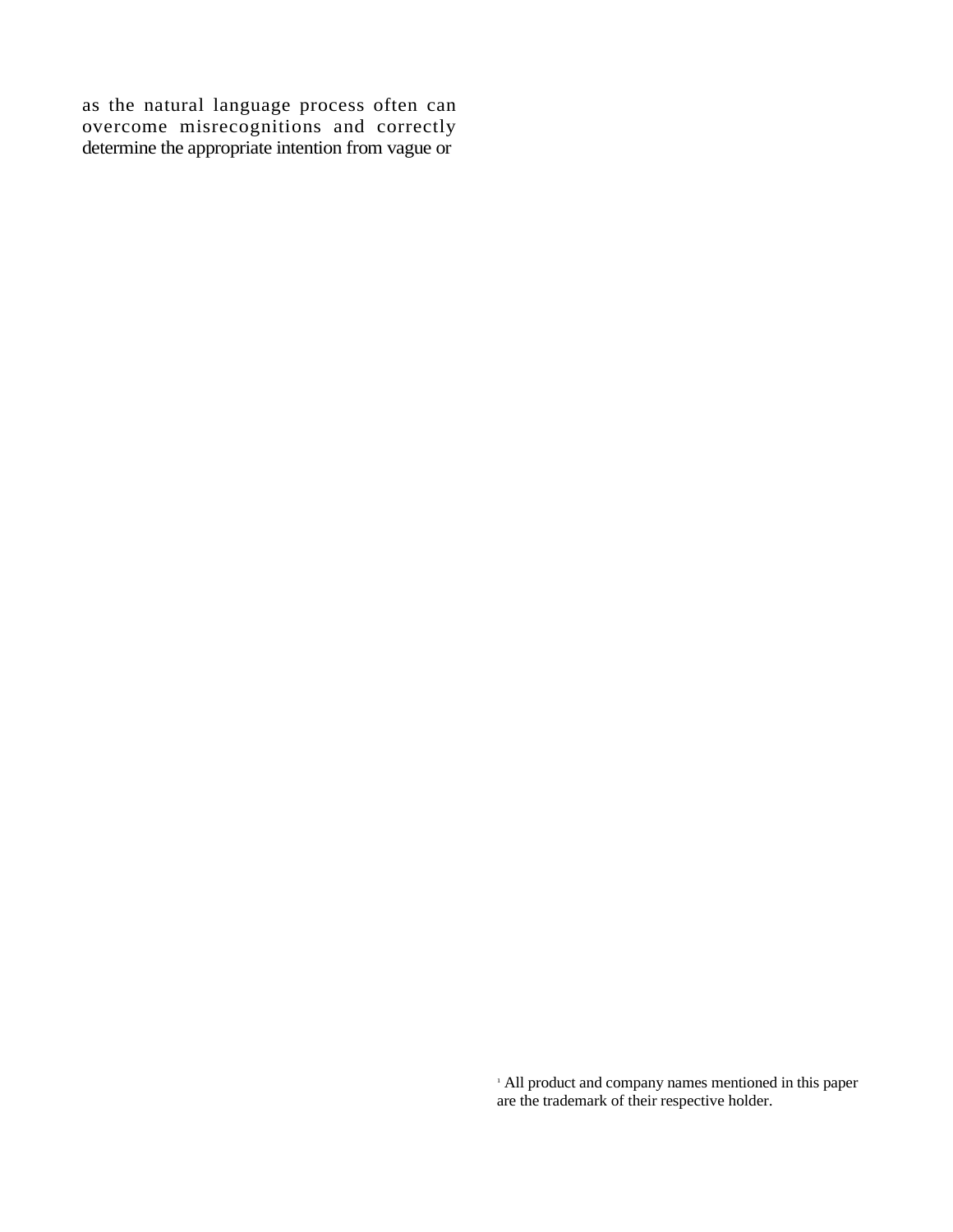as the natural language process often can overcome misrecognitions and correctly determine the appropriate intention from vague or

[1] All product and company names mentioned in this paper are the trademark of their respective holder.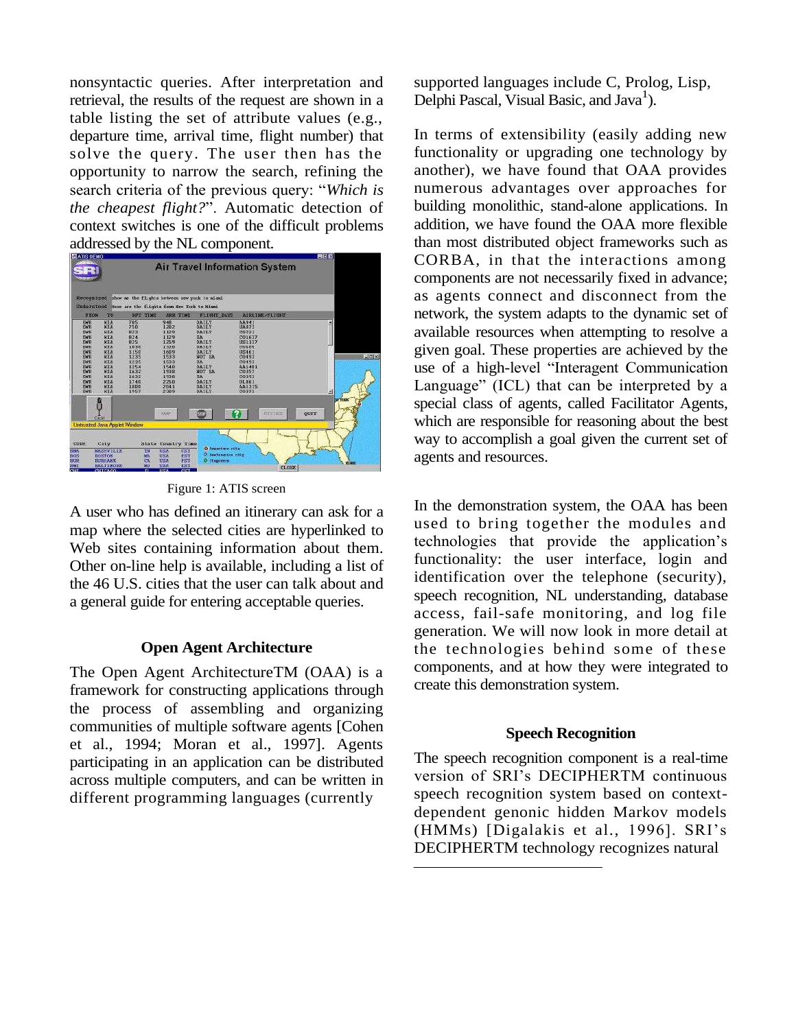nonsyntactic queries. After interpretation and retrieval, the results of the request are shown in a table listing the set of attribute values (e.g., departure time, arrival time, flight number) that solve the query. The user then has the opportunity to narrow the search, refining the search criteria of the previous query: "*Which is the cheapest flight?*". Automatic detection of context switches is one of the difficult problems addressed by the NL component.

Figure 1: ATIS screen

A user who has defined an itinerary can ask for a map where the selected cities are hyperlinked to Web sites containing information about them. Other on-line help is available, including a list of the 46 U.S. cities that the user can talk about and a general guide for entering acceptable queries.

## Open Agent Architecture

The Open Agent ArchitectureTM (OAA) is a framework for constructing applications through the process of assembling and organizing communities of multiple software agents [Cohen et al., 1994; Moran et al., 1997]. Agents participating in an application can be distributed across multiple computers, and can be written in different programming languages (currently supported languages include C, Prolog, Lisp, Delphi Pascal, Visual Basic, and Java[1]).

In terms of extensibility (easily adding new functionality or upgrading one technology by another), we have found that OAA provides numerous advantages over approaches for building monolithic, stand-alone applications. In addition, we have found the OAA more flexible than most distributed object frameworks such as CORBA, in that the interactions among components are not necessarily fixed in advance; as agents connect and disconnect from the network, the system adapts to the dynamic set of available resources when attempting to resolve a given goal. These properties are achieved by the use of a high-level "Interagent Communication Language" (ICL) that can be interpreted by a special class of agents, called Facilitator Agents, which are responsible for reasoning about the best way to accomplish a goal given the current set of agents and resources.

In the demonstration system, the OAA has been used to bring together the modules and technologies that provide the application's functionality: the user interface, login and identification over the telephone (security), speech recognition, NL understanding, database access, fail-safe monitoring, and log file generation. We will now look in more detail at the technologies behind some of these components, and at how they were integrated to create this demonstration system.

## Speech Recognition

The speech recognition component is a real-time version of SRI's DECIPHERTM continuous speech recognition system based on context-dependent genonic hidden Markov models (HMMs) [Digalakis et al., 1996]. SRI's DECIPHERTM technology recognizes natural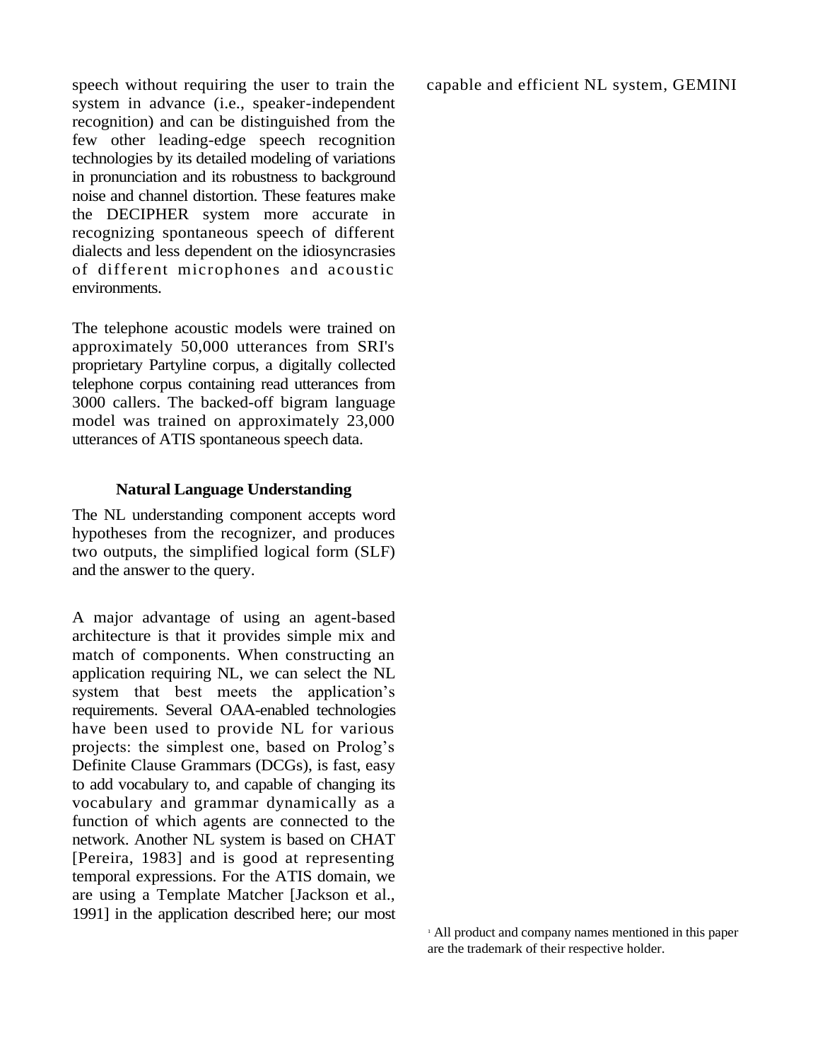speech without requiring the user to train the system in advance (i.e., speaker-independent recognition) and can be distinguished from the few other leading-edge speech recognition technologies by its detailed modeling of variations in pronunciation and its robustness to background noise and channel distortion. These features make the DECIPHER system more accurate in recognizing spontaneous speech of different dialects and less dependent on the idiosyncrasies of different microphones and acoustic environments.

The telephone acoustic models were trained on approximately 50,000 utterances from SRI's proprietary Partyline corpus, a digitally collected telephone corpus containing read utterances from 3000 callers. The backed-off bigram language model was trained on approximately 23,000 utterances of ATIS spontaneous speech data.

## Natural Language Understanding

The NL understanding component accepts word hypotheses from the recognizer, and produces two outputs, the simplified logical form (SLF) and the answer to the query.

A major advantage of using an agent-based architecture is that it provides simple mix and match of components. When constructing an application requiring NL, we can select the NL system that best meets the application's requirements. Several OAA-enabled technologies have been used to provide NL for various projects: the simplest one, based on Prolog's Definite Clause Grammars (DCGs), is fast, easy to add vocabulary to, and capable of changing its vocabulary and grammar dynamically as a function of which agents are connected to the network. Another NL system is based on CHAT [Pereira, 1983] and is good at representing temporal expressions. For the ATIS domain, we are using a Template Matcher [Jackson et al., 1991] in the application described here; our most capable and efficient NL system, GEMINI

[1] All product and company names mentioned in this paper are the trademark of their respective holder.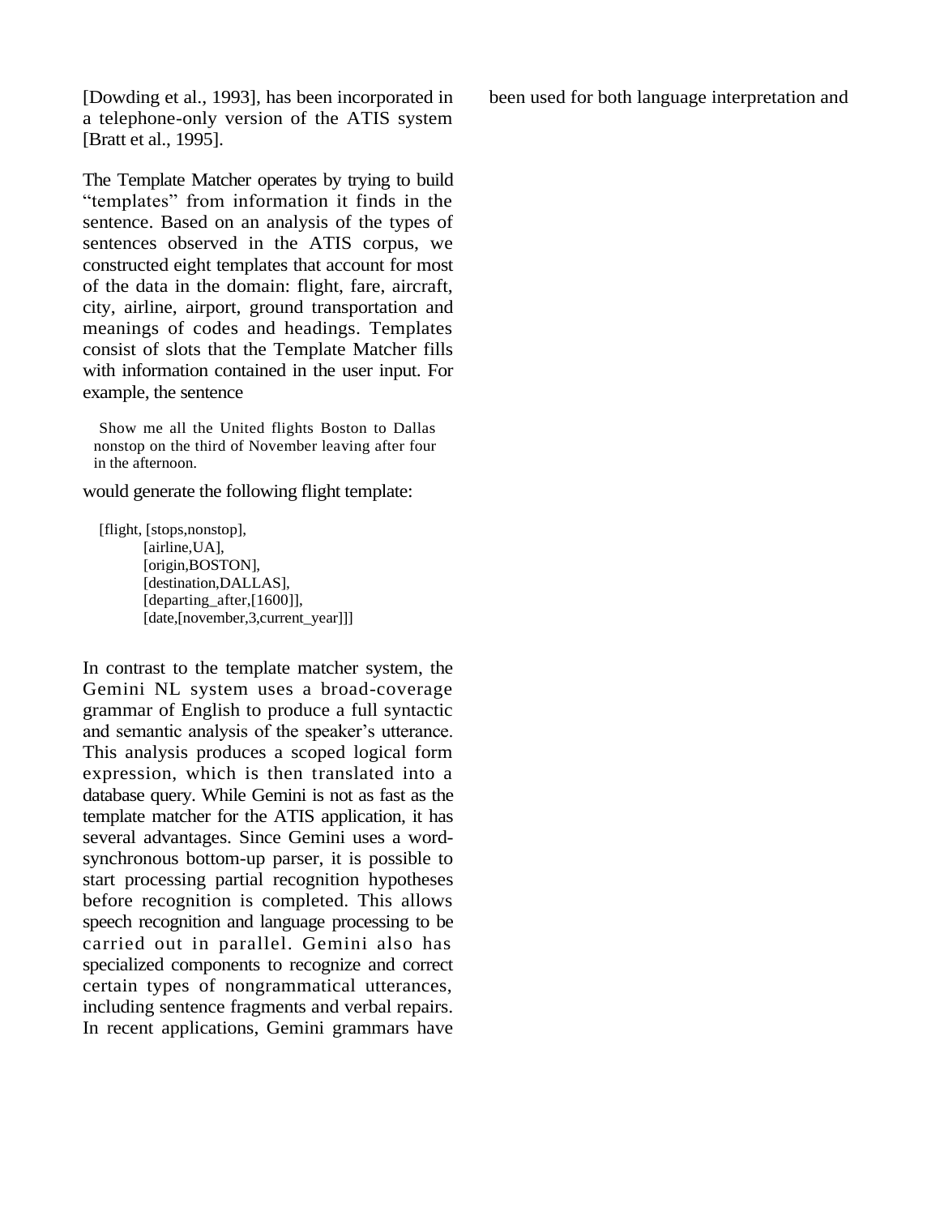[Dowding et al., 1993], has been incorporated in a telephone-only version of the ATIS system [Bratt et al., 1995].

The Template Matcher operates by trying to build "templates" from information it finds in the sentence. Based on an analysis of the types of sentences observed in the ATIS corpus, we constructed eight templates that account for most of the data in the domain: flight, fare, aircraft, city, airline, airport, ground transportation and meanings of codes and headings. Templates consist of slots that the Template Matcher fills with information contained in the user input. For example, the sentence

> Show me all the United flights Boston to Dallas nonstop on the third of November leaving after four in the afternoon.

would generate the following flight template:

```
[flight, [stops,nonstop],
        [airline,UA],
        [origin,BOSTON],
        [destination,DALLAS],
        [departing_after,[1600]],
        [date,[november,3,current_year]]]
```

In contrast to the template matcher system, the Gemini NL system uses a broad-coverage grammar of English to produce a full syntactic and semantic analysis of the speaker's utterance. This analysis produces a scoped logical form expression, which is then translated into a database query. While Gemini is not as fast as the template matcher for the ATIS application, it has several advantages. Since Gemini uses a word-synchronous bottom-up parser, it is possible to start processing partial recognition hypotheses before recognition is completed. This allows speech recognition and language processing to be carried out in parallel. Gemini also has specialized components to recognize and correct certain types of nongrammatical utterances, including sentence fragments and verbal repairs. In recent applications, Gemini grammars have been used for both language interpretation and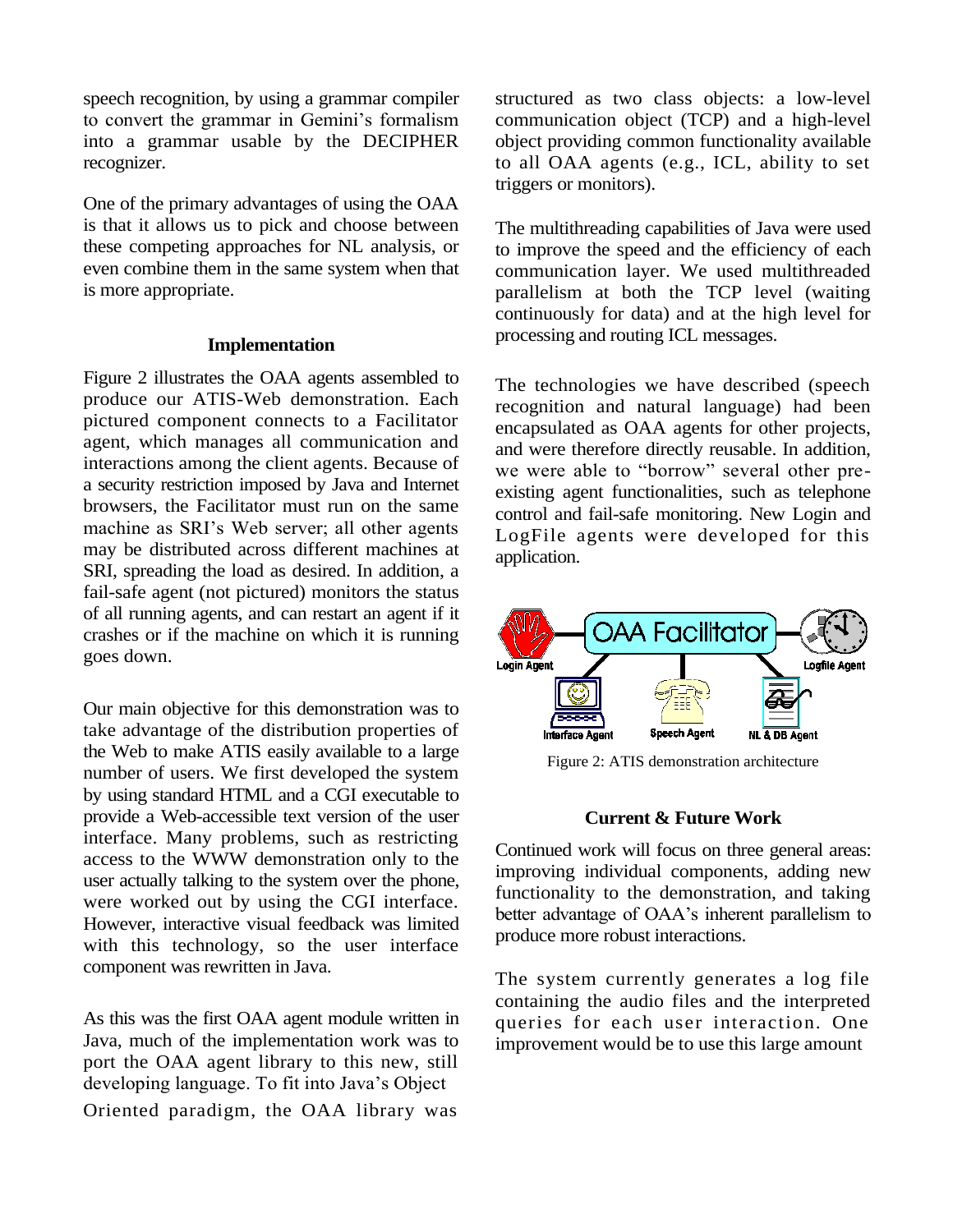speech recognition, by using a grammar compiler to convert the grammar in Gemini's formalism into a grammar usable by the DECIPHER recognizer.

One of the primary advantages of using the OAA is that it allows us to pick and choose between these competing approaches for NL analysis, or even combine them in the same system when that is more appropriate.

### Implementation

Figure 2 illustrates the OAA agents assembled to produce our ATIS-Web demonstration. Each pictured component connects to a Facilitator agent, which manages all communication and interactions among the client agents. Because of a security restriction imposed by Java and Internet browsers, the Facilitator must run on the same machine as SRI's Web server; all other agents may be distributed across different machines at SRI, spreading the load as desired. In addition, a fail-safe agent (not pictured) monitors the status of all running agents, and can restart an agent if it crashes or if the machine on which it is running goes down.

Our main objective for this demonstration was to take advantage of the distribution properties of the Web to make ATIS easily available to a large number of users. We first developed the system by using standard HTML and a CGI executable to provide a Web-accessible text version of the user interface. Many problems, such as restricting access to the WWW demonstration only to the user actually talking to the system over the phone, were worked out by using the CGI interface. However, interactive visual feedback was limited with this technology, so the user interface component was rewritten in Java.

As this was the first OAA agent module written in Java, much of the implementation work was to port the OAA agent library to this new, still developing language. To fit into Java's Object Oriented paradigm, the OAA library was structured as two class objects: a low-level communication object (TCP) and a high-level object providing common functionality available to all OAA agents (e.g., ICL, ability to set triggers or monitors).

The multithreading capabilities of Java were used to improve the speed and the efficiency of each communication layer. We used multithreaded parallelism at both the TCP level (waiting continuously for data) and at the high level for processing and routing ICL messages.

The technologies we have described (speech recognition and natural language) had been encapsulated as OAA agents for other projects, and were therefore directly reusable. In addition, we were able to "borrow" several other pre-existing agent functionalities, such as telephone control and fail-safe monitoring. New Login and LogFile agents were developed for this application.

Figure 2: ATIS demonstration architecture

### Current & Future Work

Continued work will focus on three general areas: improving individual components, adding new functionality to the demonstration, and taking better advantage of OAA's inherent parallelism to produce more robust interactions.

The system currently generates a log file containing the audio files and the interpreted queries for each user interaction. One improvement would be to use this large amount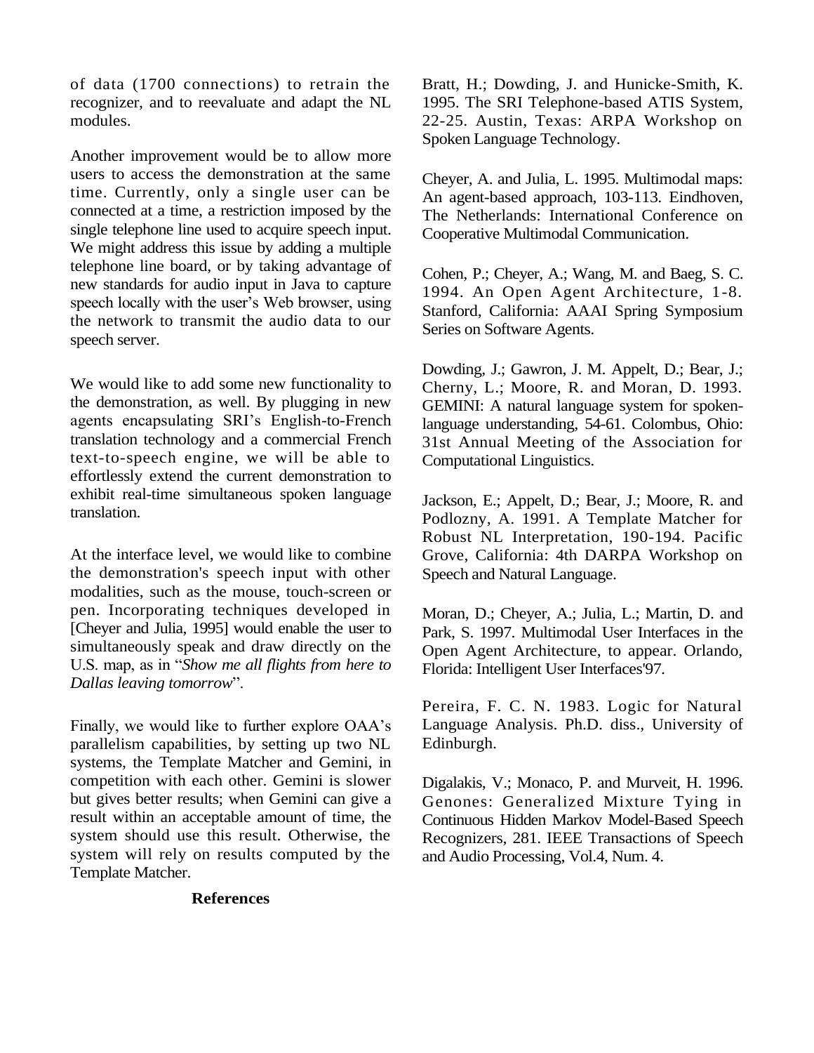of data (1700 connections) to retrain the recognizer, and to reevaluate and adapt the NL modules.

Another improvement would be to allow more users to access the demonstration at the same time. Currently, only a single user can be connected at a time, a restriction imposed by the single telephone line used to acquire speech input. We might address this issue by adding a multiple telephone line board, or by taking advantage of new standards for audio input in Java to capture speech locally with the user's Web browser, using the network to transmit the audio data to our speech server.

We would like to add some new functionality to the demonstration, as well. By plugging in new agents encapsulating SRI's English-to-French translation technology and a commercial French text-to-speech engine, we will be able to effortlessly extend the current demonstration to exhibit real-time simultaneous spoken language translation.

At the interface level, we would like to combine the demonstration's speech input with other modalities, such as the mouse, touch-screen or pen. Incorporating techniques developed in [Cheyer and Julia, 1995] would enable the user to simultaneously speak and draw directly on the U.S. map, as in "*Show me all flights from here to Dallas leaving tomorrow*".

Finally, we would like to further explore OAA's parallelism capabilities, by setting up two NL systems, the Template Matcher and Gemini, in competition with each other. Gemini is slower but gives better results; when Gemini can give a result within an acceptable amount of time, the system should use this result. Otherwise, the system will rely on results computed by the Template Matcher.

## References

Bratt, H.; Dowding, J. and Hunicke-Smith, K. 1995. The SRI Telephone-based ATIS System, 22-25. Austin, Texas: ARPA Workshop on Spoken Language Technology.

Cheyer, A. and Julia, L. 1995. Multimodal maps: An agent-based approach, 103-113. Eindhoven, The Netherlands: International Conference on Cooperative Multimodal Communication.

Cohen, P.; Cheyer, A.; Wang, M. and Baeg, S. C. 1994. An Open Agent Architecture, 1-8. Stanford, California: AAAI Spring Symposium Series on Software Agents.

Dowding, J.; Gawron, J. M. Appelt, D.; Bear, J.; Cherny, L.; Moore, R. and Moran, D. 1993. GEMINI: A natural language system for spoken-language understanding, 54-61. Colombus, Ohio: 31st Annual Meeting of the Association for Computational Linguistics.

Jackson, E.; Appelt, D.; Bear, J.; Moore, R. and Podlozny, A. 1991. A Template Matcher for Robust NL Interpretation, 190-194. Pacific Grove, California: 4th DARPA Workshop on Speech and Natural Language.

Moran, D.; Cheyer, A.; Julia, L.; Martin, D. and Park, S. 1997. Multimodal User Interfaces in the Open Agent Architecture, to appear. Orlando, Florida: Intelligent User Interfaces'97.

Pereira, F. C. N. 1983. Logic for Natural Language Analysis. Ph.D. diss., University of Edinburgh.

Digalakis, V.; Monaco, P. and Murveit, H. 1996. Genones: Generalized Mixture Tying in Continuous Hidden Markov Model-Based Speech Recognizers, 281. IEEE Transactions of Speech and Audio Processing, Vol.4, Num. 4.